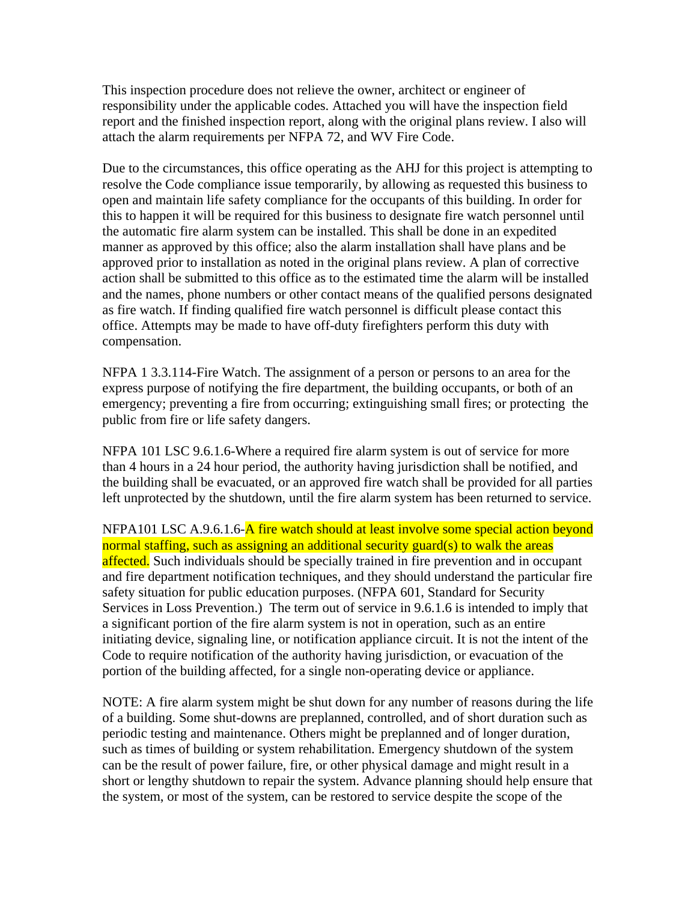This inspection procedure does not relieve the owner, architect or engineer of responsibility under the applicable codes. Attached you will have the inspection field report and the finished inspection report, along with the original plans review. I also will attach the alarm requirements per NFPA 72, and WV Fire Code.

Due to the circumstances, this office operating as the AHJ for this project is attempting to resolve the Code compliance issue temporarily, by allowing as requested this business to open and maintain life safety compliance for the occupants of this building. In order for this to happen it will be required for this business to designate fire watch personnel until the automatic fire alarm system can be installed. This shall be done in an expedited manner as approved by this office; also the alarm installation shall have plans and be approved prior to installation as noted in the original plans review. A plan of corrective action shall be submitted to this office as to the estimated time the alarm will be installed and the names, phone numbers or other contact means of the qualified persons designated as fire watch. If finding qualified fire watch personnel is difficult please contact this office. Attempts may be made to have off-duty firefighters perform this duty with compensation.

NFPA 1 3.3.114-Fire Watch. The assignment of a person or persons to an area for the express purpose of notifying the fire department, the building occupants, or both of an emergency; preventing a fire from occurring; extinguishing small fires; or protecting the public from fire or life safety dangers.

NFPA 101 LSC 9.6.1.6-Where a required fire alarm system is out of service for more than 4 hours in a 24 hour period, the authority having jurisdiction shall be notified, and the building shall be evacuated, or an approved fire watch shall be provided for all parties left unprotected by the shutdown, until the fire alarm system has been returned to service.

NFPA101 LSC A.9.6.1.6-A fire watch should at least involve some special action beyond normal staffing, such as assigning an additional security guard(s) to walk the areas affected. Such individuals should be specially trained in fire prevention and in occupant and fire department notification techniques, and they should understand the particular fire safety situation for public education purposes. (NFPA 601, Standard for Security Services in Loss Prevention.) The term out of service in 9.6.1.6 is intended to imply that a significant portion of the fire alarm system is not in operation, such as an entire initiating device, signaling line, or notification appliance circuit. It is not the intent of the Code to require notification of the authority having jurisdiction, or evacuation of the portion of the building affected, for a single non-operating device or appliance.

NOTE: A fire alarm system might be shut down for any number of reasons during the life of a building. Some shut-downs are preplanned, controlled, and of short duration such as periodic testing and maintenance. Others might be preplanned and of longer duration, such as times of building or system rehabilitation. Emergency shutdown of the system can be the result of power failure, fire, or other physical damage and might result in a short or lengthy shutdown to repair the system. Advance planning should help ensure that the system, or most of the system, can be restored to service despite the scope of the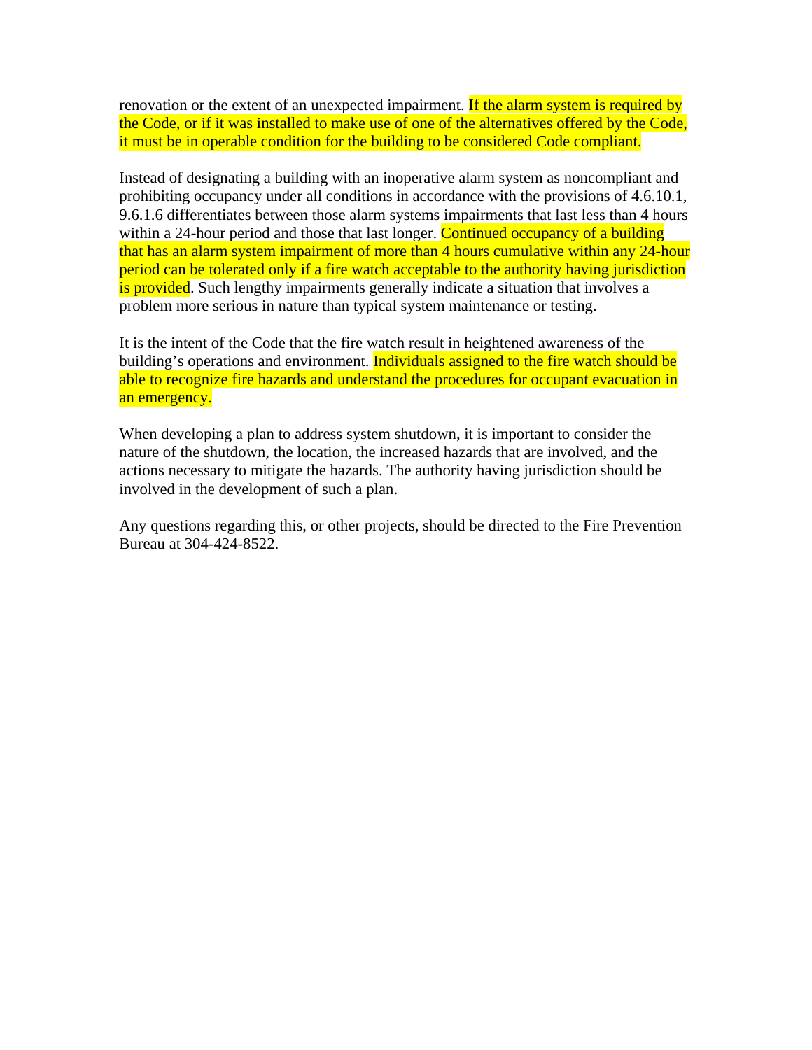renovation or the extent of an unexpected impairment. If the alarm system is required by the Code, or if it was installed to make use of one of the alternatives offered by the Code, it must be in operable condition for the building to be considered Code compliant.

Instead of designating a building with an inoperative alarm system as noncompliant and prohibiting occupancy under all conditions in accordance with the provisions of 4.6.10.1, 9.6.1.6 differentiates between those alarm systems impairments that last less than 4 hours within a 24-hour period and those that last longer. Continued occupancy of a building that has an alarm system impairment of more than 4 hours cumulative within any 24-hour period can be tolerated only if a fire watch acceptable to the authority having jurisdiction is provided. Such lengthy impairments generally indicate a situation that involves a problem more serious in nature than typical system maintenance or testing.

It is the intent of the Code that the fire watch result in heightened awareness of the building's operations and environment. Individuals assigned to the fire watch should be able to recognize fire hazards and understand the procedures for occupant evacuation in an emergency.

When developing a plan to address system shutdown, it is important to consider the nature of the shutdown, the location, the increased hazards that are involved, and the actions necessary to mitigate the hazards. The authority having jurisdiction should be involved in the development of such a plan.

Any questions regarding this, or other projects, should be directed to the Fire Prevention Bureau at 304-424-8522.